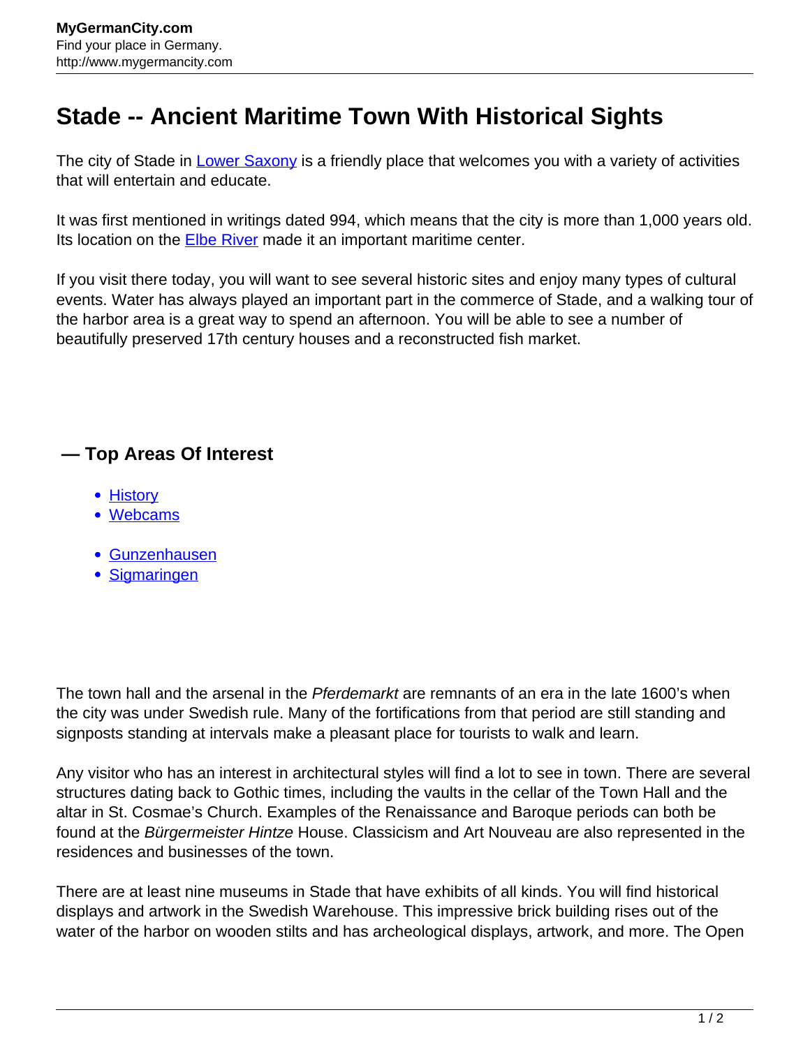# Stade -- Ancient Maritime Town With Historical Sights

The city of Stade in Lower Saxony is a friendly place that welcomes you with a variety of activities that will entertain and educate.

It was first mentioned in writings dated 994, which means that the city is more than 1,000 years old. Its location on the Elbe River made it an important maritime center.

If you visit there today, you will want to see several historic sites and enjoy many types of cultural events. Water has always played an important part in the commerce of Stade, and a walking tour of the harbor area is a great way to spend an afternoon. You will be able to see a number of beautifully preserved 17th century houses and a reconstructed fish market.

## — Top Areas Of Interest

- History
- Webcams

- Gunzenhausen
- Sigmaringen

The town hall and the arsenal in the *Pferdemarkt* are remnants of an era in the late 1600's when the city was under Swedish rule. Many of the fortifications from that period are still standing and signposts standing at intervals make a pleasant place for tourists to walk and learn.

Any visitor who has an interest in architectural styles will find a lot to see in town. There are several structures dating back to Gothic times, including the vaults in the cellar of the Town Hall and the altar in St. Cosmae's Church. Examples of the Renaissance and Baroque periods can both be found at the *Bürgermeister Hintze* House. Classicism and Art Nouveau are also represented in the residences and businesses of the town.

There are at least nine museums in Stade that have exhibits of all kinds. You will find historical displays and artwork in the Swedish Warehouse. This impressive brick building rises out of the water of the harbor on wooden stilts and has archeological displays, artwork, and more. The Open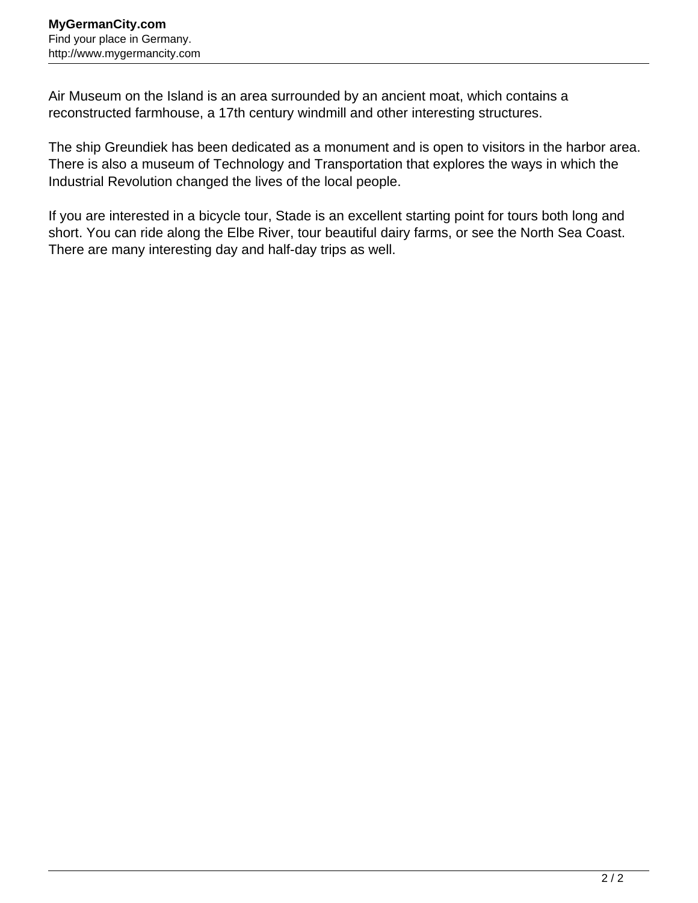Air Museum on the Island is an area surrounded by an ancient moat, which contains a reconstructed farmhouse, a 17th century windmill and other interesting structures.

The ship Greundiek has been dedicated as a monument and is open to visitors in the harbor area. There is also a museum of Technology and Transportation that explores the ways in which the Industrial Revolution changed the lives of the local people.

If you are interested in a bicycle tour, Stade is an excellent starting point for tours both long and short. You can ride along the Elbe River, tour beautiful dairy farms, or see the North Sea Coast. There are many interesting day and half-day trips as well.